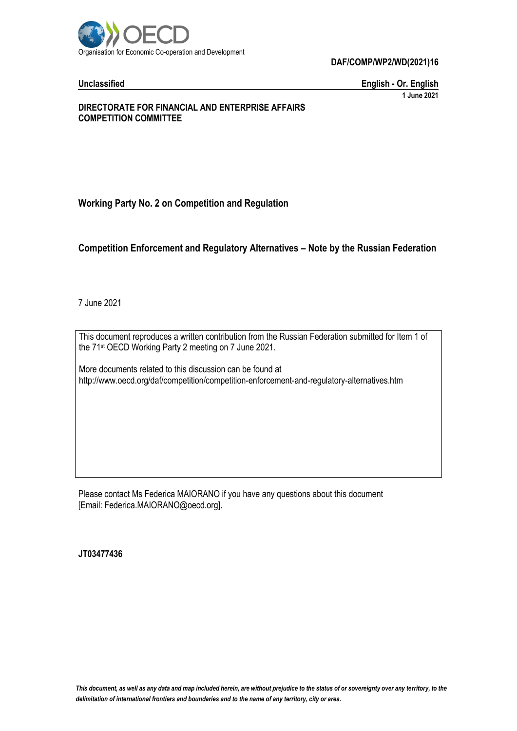Organisation for Economic Co-operation and Development

**DAF/COMP/WP2/WD(2021)16**

**Unclassified** **English - Or. English**

**1 June 2021**

**DIRECTORATE FOR FINANCIAL AND ENTERPRISE AFFAIRS**
**COMPETITION COMMITTEE**

**Working Party No. 2 on Competition and Regulation**

**Competition Enforcement and Regulatory Alternatives – Note by the Russian Federation**

7 June 2021

This document reproduces a written contribution from the Russian Federation submitted for Item 1 of the 71st OECD Working Party 2 meeting on 7 June 2021.

More documents related to this discussion can be found at
http://www.oecd.org/daf/competition/competition-enforcement-and-regulatory-alternatives.htm

Please contact Ms Federica MAIORANO if you have any questions about this document [Email: Federica.MAIORANO@oecd.org].

**JT03477436**

*This document, as well as any data and map included herein, are without prejudice to the status of or sovereignty over any territory, to the delimitation of international frontiers and boundaries and to the name of any territory, city or area.*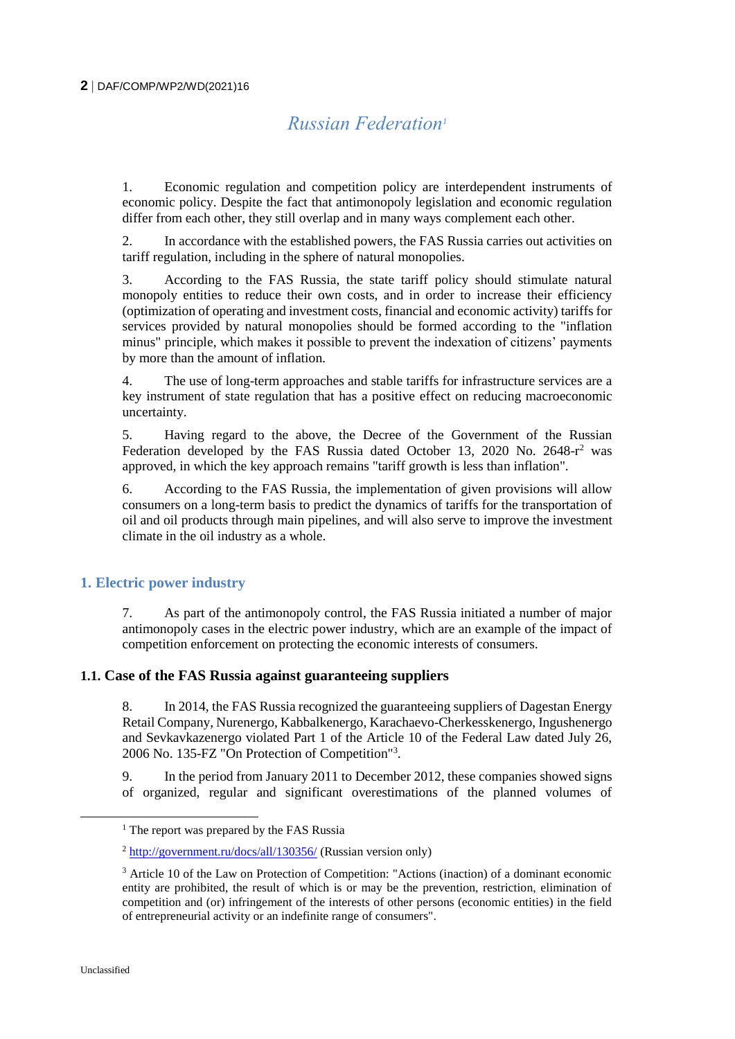# Russian Federation[1]

1. Economic regulation and competition policy are interdependent instruments of economic policy. Despite the fact that antimonopoly legislation and economic regulation differ from each other, they still overlap and in many ways complement each other.

2. In accordance with the established powers, the FAS Russia carries out activities on tariff regulation, including in the sphere of natural monopolies.

3. According to the FAS Russia, the state tariff policy should stimulate natural monopoly entities to reduce their own costs, and in order to increase their efficiency (optimization of operating and investment costs, financial and economic activity) tariffs for services provided by natural monopolies should be formed according to the "inflation minus" principle, which makes it possible to prevent the indexation of citizens' payments by more than the amount of inflation.

4. The use of long-term approaches and stable tariffs for infrastructure services are a key instrument of state regulation that has a positive effect on reducing macroeconomic uncertainty.

5. Having regard to the above, the Decree of the Government of the Russian Federation developed by the FAS Russia dated October 13, 2020 No. 2648-r[2] was approved, in which the key approach remains "tariff growth is less than inflation".

6. According to the FAS Russia, the implementation of given provisions will allow consumers on a long-term basis to predict the dynamics of tariffs for the transportation of oil and oil products through main pipelines, and will also serve to improve the investment climate in the oil industry as a whole.

## 1. Electric power industry

7. As part of the antimonopoly control, the FAS Russia initiated a number of major antimonopoly cases in the electric power industry, which are an example of the impact of competition enforcement on protecting the economic interests of consumers.

### 1.1. Case of the FAS Russia against guaranteeing suppliers

8. In 2014, the FAS Russia recognized the guaranteeing suppliers of Dagestan Energy Retail Company, Nurenergo, Kabbalkenergo, Karachaevo-Cherkesskenergo, Ingushenergo and Sevkavkazenergo violated Part 1 of the Article 10 of the Federal Law dated July 26, 2006 No. 135-FZ "On Protection of Competition"[3].

9. In the period from January 2011 to December 2012, these companies showed signs of organized, regular and significant overestimations of the planned volumes of

---

[1] The report was prepared by the FAS Russia

[2] http://government.ru/docs/all/130356/ (Russian version only)

[3] Article 10 of the Law on Protection of Competition: "Actions (inaction) of a dominant economic entity are prohibited, the result of which is or may be the prevention, restriction, elimination of competition and (or) infringement of the interests of other persons (economic entities) in the field of entrepreneurial activity or an indefinite range of consumers".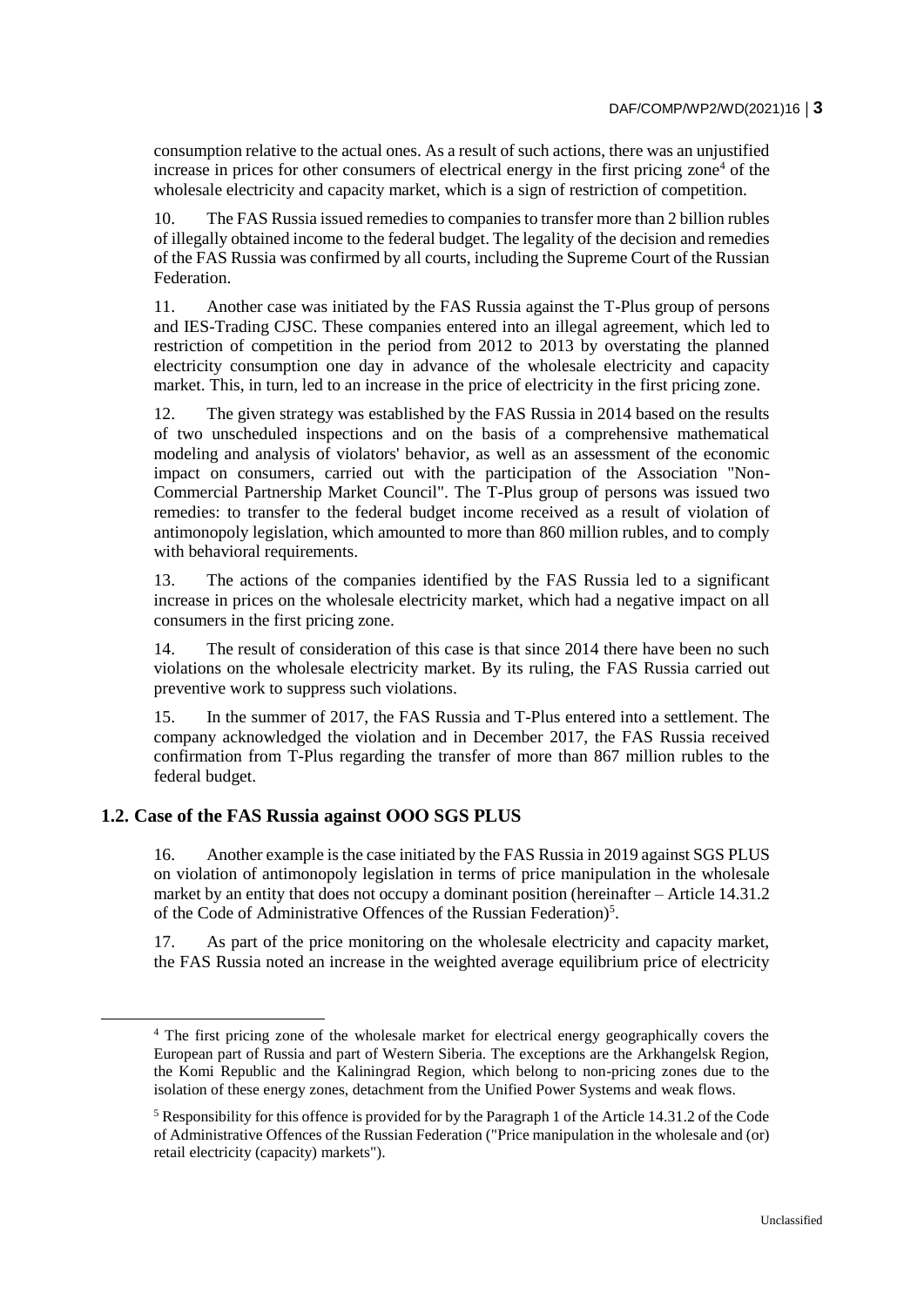consumption relative to the actual ones. As a result of such actions, there was an unjustified increase in prices for other consumers of electrical energy in the first pricing zone[4] of the wholesale electricity and capacity market, which is a sign of restriction of competition.

10. The FAS Russia issued remedies to companies to transfer more than 2 billion rubles of illegally obtained income to the federal budget. The legality of the decision and remedies of the FAS Russia was confirmed by all courts, including the Supreme Court of the Russian Federation.

11. Another case was initiated by the FAS Russia against the T-Plus group of persons and IES-Trading CJSC. These companies entered into an illegal agreement, which led to restriction of competition in the period from 2012 to 2013 by overstating the planned electricity consumption one day in advance of the wholesale electricity and capacity market. This, in turn, led to an increase in the price of electricity in the first pricing zone.

12. The given strategy was established by the FAS Russia in 2014 based on the results of two unscheduled inspections and on the basis of a comprehensive mathematical modeling and analysis of violators' behavior, as well as an assessment of the economic impact on consumers, carried out with the participation of the Association "Non-Commercial Partnership Market Council". The T-Plus group of persons was issued two remedies: to transfer to the federal budget income received as a result of violation of antimonopoly legislation, which amounted to more than 860 million rubles, and to comply with behavioral requirements.

13. The actions of the companies identified by the FAS Russia led to a significant increase in prices on the wholesale electricity market, which had a negative impact on all consumers in the first pricing zone.

14. The result of consideration of this case is that since 2014 there have been no such violations on the wholesale electricity market. By its ruling, the FAS Russia carried out preventive work to suppress such violations.

15. In the summer of 2017, the FAS Russia and T-Plus entered into a settlement. The company acknowledged the violation and in December 2017, the FAS Russia received confirmation from T-Plus regarding the transfer of more than 867 million rubles to the federal budget.

### 1.2. Case of the FAS Russia against OOO SGS PLUS

16. Another example is the case initiated by the FAS Russia in 2019 against SGS PLUS on violation of antimonopoly legislation in terms of price manipulation in the wholesale market by an entity that does not occupy a dominant position (hereinafter – Article 14.31.2 of the Code of Administrative Offences of the Russian Federation)[5].

17. As part of the price monitoring on the wholesale electricity and capacity market, the FAS Russia noted an increase in the weighted average equilibrium price of electricity

[4] The first pricing zone of the wholesale market for electrical energy geographically covers the European part of Russia and part of Western Siberia. The exceptions are the Arkhangelsk Region, the Komi Republic and the Kaliningrad Region, which belong to non-pricing zones due to the isolation of these energy zones, detachment from the Unified Power Systems and weak flows.

[5] Responsibility for this offence is provided for by the Paragraph 1 of the Article 14.31.2 of the Code of Administrative Offences of the Russian Federation ("Price manipulation in the wholesale and (or) retail electricity (capacity) markets").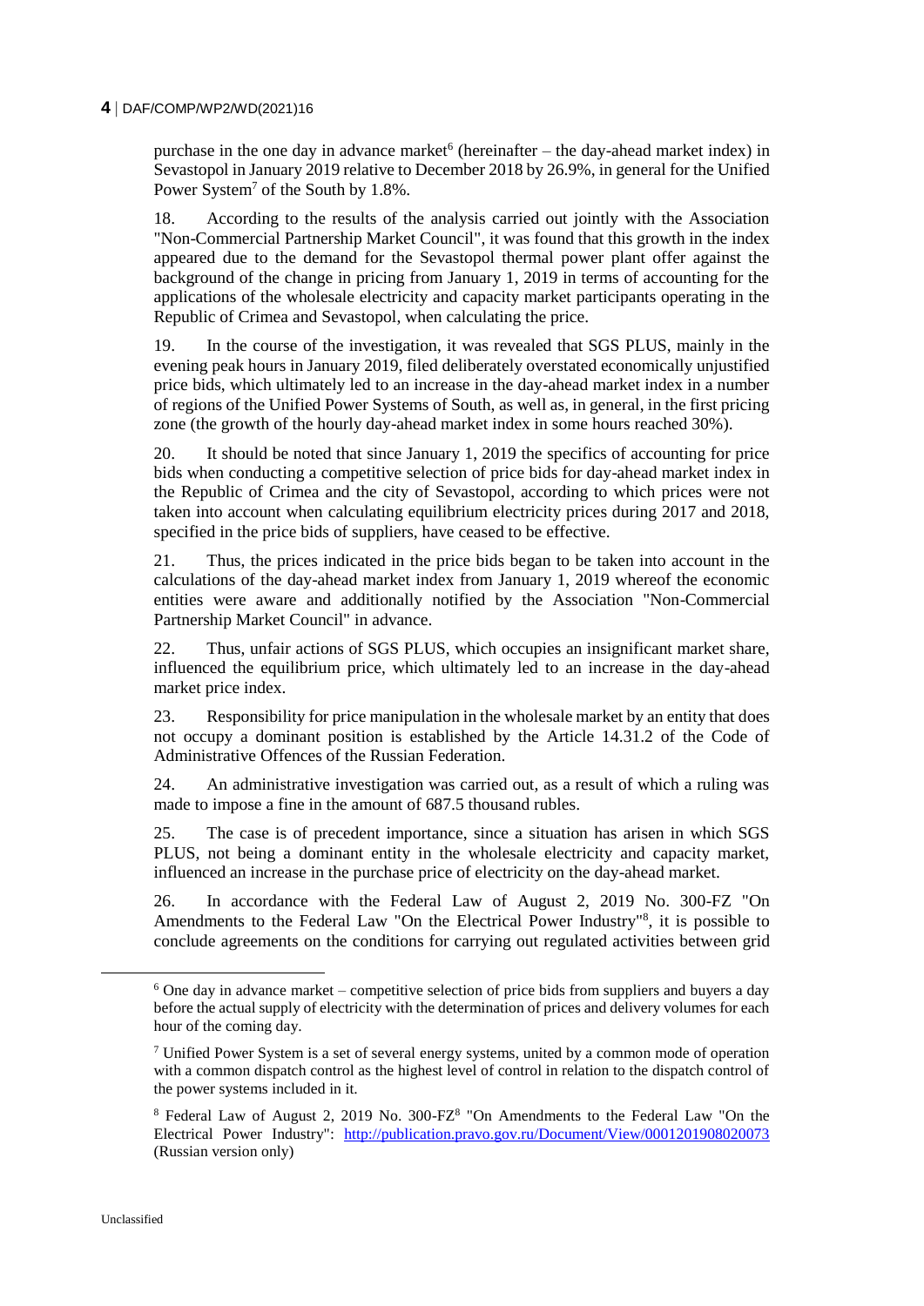purchase in the one day in advance market[6] (hereinafter – the day-ahead market index) in Sevastopol in January 2019 relative to December 2018 by 26.9%, in general for the Unified Power System[7] of the South by 1.8%.

18. According to the results of the analysis carried out jointly with the Association "Non-Commercial Partnership Market Council", it was found that this growth in the index appeared due to the demand for the Sevastopol thermal power plant offer against the background of the change in pricing from January 1, 2019 in terms of accounting for the applications of the wholesale electricity and capacity market participants operating in the Republic of Crimea and Sevastopol, when calculating the price.

19. In the course of the investigation, it was revealed that SGS PLUS, mainly in the evening peak hours in January 2019, filed deliberately overstated economically unjustified price bids, which ultimately led to an increase in the day-ahead market index in a number of regions of the Unified Power Systems of South, as well as, in general, in the first pricing zone (the growth of the hourly day-ahead market index in some hours reached 30%).

20. It should be noted that since January 1, 2019 the specifics of accounting for price bids when conducting a competitive selection of price bids for day-ahead market index in the Republic of Crimea and the city of Sevastopol, according to which prices were not taken into account when calculating equilibrium electricity prices during 2017 and 2018, specified in the price bids of suppliers, have ceased to be effective.

21. Thus, the prices indicated in the price bids began to be taken into account in the calculations of the day-ahead market index from January 1, 2019 whereof the economic entities were aware and additionally notified by the Association "Non-Commercial Partnership Market Council" in advance.

22. Thus, unfair actions of SGS PLUS, which occupies an insignificant market share, influenced the equilibrium price, which ultimately led to an increase in the day-ahead market price index.

23. Responsibility for price manipulation in the wholesale market by an entity that does not occupy a dominant position is established by the Article 14.31.2 of the Code of Administrative Offences of the Russian Federation.

24. An administrative investigation was carried out, as a result of which a ruling was made to impose a fine in the amount of 687.5 thousand rubles.

25. The case is of precedent importance, since a situation has arisen in which SGS PLUS, not being a dominant entity in the wholesale electricity and capacity market, influenced an increase in the purchase price of electricity on the day-ahead market.

26. In accordance with the Federal Law of August 2, 2019 No. 300-FZ "On Amendments to the Federal Law "On the Electrical Power Industry"[8], it is possible to conclude agreements on the conditions for carrying out regulated activities between grid

---

[6] One day in advance market – competitive selection of price bids from suppliers and buyers a day before the actual supply of electricity with the determination of prices and delivery volumes for each hour of the coming day.

[7] Unified Power System is a set of several energy systems, united by a common mode of operation with a common dispatch control as the highest level of control in relation to the dispatch control of the power systems included in it.

[8] Federal Law of August 2, 2019 No. 300-FZ[8] "On Amendments to the Federal Law "On the Electrical Power Industry": http://publication.pravo.gov.ru/Document/View/0001201908020073 (Russian version only)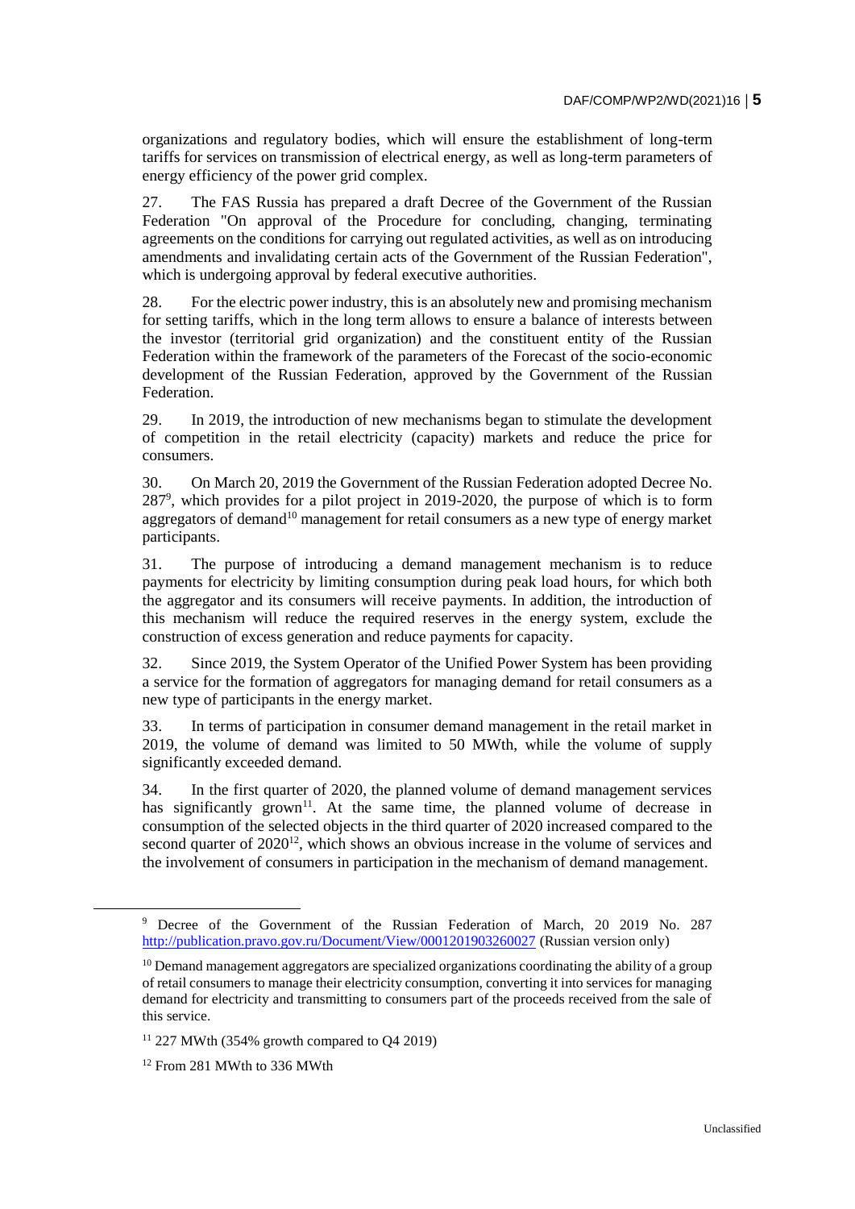organizations and regulatory bodies, which will ensure the establishment of long-term tariffs for services on transmission of electrical energy, as well as long-term parameters of energy efficiency of the power grid complex.

27. The FAS Russia has prepared a draft Decree of the Government of the Russian Federation "On approval of the Procedure for concluding, changing, terminating agreements on the conditions for carrying out regulated activities, as well as on introducing amendments and invalidating certain acts of the Government of the Russian Federation", which is undergoing approval by federal executive authorities.

28. For the electric power industry, this is an absolutely new and promising mechanism for setting tariffs, which in the long term allows to ensure a balance of interests between the investor (territorial grid organization) and the constituent entity of the Russian Federation within the framework of the parameters of the Forecast of the socio-economic development of the Russian Federation, approved by the Government of the Russian Federation.

29. In 2019, the introduction of new mechanisms began to stimulate the development of competition in the retail electricity (capacity) markets and reduce the price for consumers.

30. On March 20, 2019 the Government of the Russian Federation adopted Decree No. 287[9], which provides for a pilot project in 2019-2020, the purpose of which is to form aggregators of demand[10] management for retail consumers as a new type of energy market participants.

31. The purpose of introducing a demand management mechanism is to reduce payments for electricity by limiting consumption during peak load hours, for which both the aggregator and its consumers will receive payments. In addition, the introduction of this mechanism will reduce the required reserves in the energy system, exclude the construction of excess generation and reduce payments for capacity.

32. Since 2019, the System Operator of the Unified Power System has been providing a service for the formation of aggregators for managing demand for retail consumers as a new type of participants in the energy market.

33. In terms of participation in consumer demand management in the retail market in 2019, the volume of demand was limited to 50 MWth, while the volume of supply significantly exceeded demand.

34. In the first quarter of 2020, the planned volume of demand management services has significantly grown[11]. At the same time, the planned volume of decrease in consumption of the selected objects in the third quarter of 2020 increased compared to the second quarter of 2020[12], which shows an obvious increase in the volume of services and the involvement of consumers in participation in the mechanism of demand management.

---

[9] Decree of the Government of the Russian Federation of March, 20 2019 No. 287 http://publication.pravo.gov.ru/Document/View/0001201903260027 (Russian version only)

[10] Demand management aggregators are specialized organizations coordinating the ability of a group of retail consumers to manage their electricity consumption, converting it into services for managing demand for electricity and transmitting to consumers part of the proceeds received from the sale of this service.

[11] 227 MWth (354% growth compared to Q4 2019)

[12] From 281 MWth to 336 MWth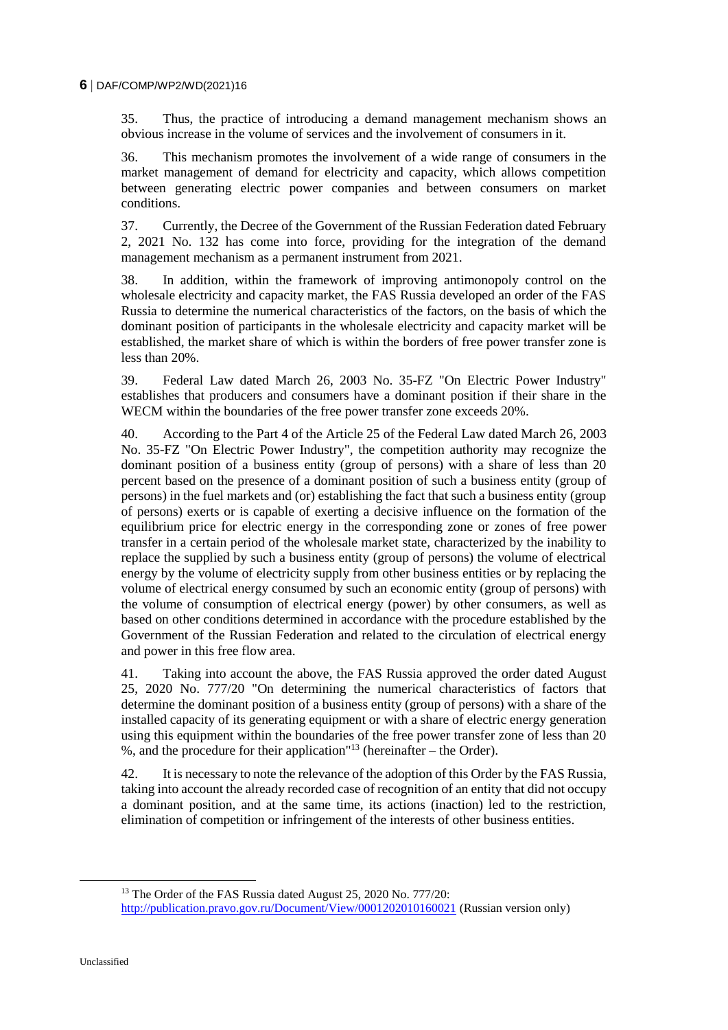35. Thus, the practice of introducing a demand management mechanism shows an obvious increase in the volume of services and the involvement of consumers in it.

36. This mechanism promotes the involvement of a wide range of consumers in the market management of demand for electricity and capacity, which allows competition between generating electric power companies and between consumers on market conditions.

37. Currently, the Decree of the Government of the Russian Federation dated February 2, 2021 No. 132 has come into force, providing for the integration of the demand management mechanism as a permanent instrument from 2021.

38. In addition, within the framework of improving antimonopoly control on the wholesale electricity and capacity market, the FAS Russia developed an order of the FAS Russia to determine the numerical characteristics of the factors, on the basis of which the dominant position of participants in the wholesale electricity and capacity market will be established, the market share of which is within the borders of free power transfer zone is less than 20%.

39. Federal Law dated March 26, 2003 No. 35-FZ "On Electric Power Industry" establishes that producers and consumers have a dominant position if their share in the WECM within the boundaries of the free power transfer zone exceeds 20%.

40. According to the Part 4 of the Article 25 of the Federal Law dated March 26, 2003 No. 35-FZ "On Electric Power Industry", the competition authority may recognize the dominant position of a business entity (group of persons) with a share of less than 20 percent based on the presence of a dominant position of such a business entity (group of persons) in the fuel markets and (or) establishing the fact that such a business entity (group of persons) exerts or is capable of exerting a decisive influence on the formation of the equilibrium price for electric energy in the corresponding zone or zones of free power transfer in a certain period of the wholesale market state, characterized by the inability to replace the supplied by such a business entity (group of persons) the volume of electrical energy by the volume of electricity supply from other business entities or by replacing the volume of electrical energy consumed by such an economic entity (group of persons) with the volume of consumption of electrical energy (power) by other consumers, as well as based on other conditions determined in accordance with the procedure established by the Government of the Russian Federation and related to the circulation of electrical energy and power in this free flow area.

41. Taking into account the above, the FAS Russia approved the order dated August 25, 2020 No. 777/20 "On determining the numerical characteristics of factors that determine the dominant position of a business entity (group of persons) with a share of the installed capacity of its generating equipment or with a share of electric energy generation using this equipment within the boundaries of the free power transfer zone of less than 20 %, and the procedure for their application"[13] (hereinafter – the Order).

42. It is necessary to note the relevance of the adoption of this Order by the FAS Russia, taking into account the already recorded case of recognition of an entity that did not occupy a dominant position, and at the same time, its actions (inaction) led to the restriction, elimination of competition or infringement of the interests of other business entities.

[13] The Order of the FAS Russia dated August 25, 2020 No. 777/20: http://publication.pravo.gov.ru/Document/View/0001202010160021 (Russian version only)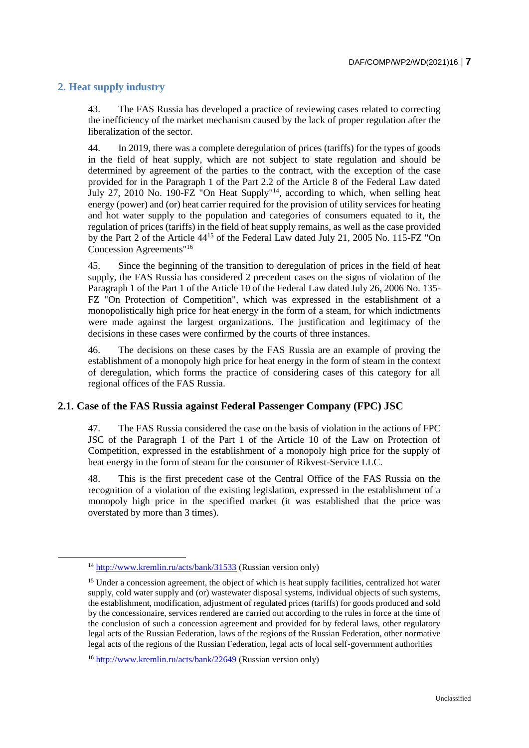## 2. Heat supply industry

43. The FAS Russia has developed a practice of reviewing cases related to correcting the inefficiency of the market mechanism caused by the lack of proper regulation after the liberalization of the sector.

44. In 2019, there was a complete deregulation of prices (tariffs) for the types of goods in the field of heat supply, which are not subject to state regulation and should be determined by agreement of the parties to the contract, with the exception of the case provided for in the Paragraph 1 of the Part 2.2 of the Article 8 of the Federal Law dated July 27, 2010 No. 190-FZ "On Heat Supply"[14], according to which, when selling heat energy (power) and (or) heat carrier required for the provision of utility services for heating and hot water supply to the population and categories of consumers equated to it, the regulation of prices (tariffs) in the field of heat supply remains, as well as the case provided by the Part 2 of the Article 44[15] of the Federal Law dated July 21, 2005 No. 115-FZ "On Concession Agreements"[16]

45. Since the beginning of the transition to deregulation of prices in the field of heat supply, the FAS Russia has considered 2 precedent cases on the signs of violation of the Paragraph 1 of the Part 1 of the Article 10 of the Federal Law dated July 26, 2006 No. 135-FZ "On Protection of Competition", which was expressed in the establishment of a monopolistically high price for heat energy in the form of a steam, for which indictments were made against the largest organizations. The justification and legitimacy of the decisions in these cases were confirmed by the courts of three instances.

46. The decisions on these cases by the FAS Russia are an example of proving the establishment of a monopoly high price for heat energy in the form of steam in the context of deregulation, which forms the practice of considering cases of this category for all regional offices of the FAS Russia.

### 2.1. Case of the FAS Russia against Federal Passenger Company (FPC) JSC

47. The FAS Russia considered the case on the basis of violation in the actions of FPC JSC of the Paragraph 1 of the Part 1 of the Article 10 of the Law on Protection of Competition, expressed in the establishment of a monopoly high price for the supply of heat energy in the form of steam for the consumer of Rikvest-Service LLC.

48. This is the first precedent case of the Central Office of the FAS Russia on the recognition of a violation of the existing legislation, expressed in the establishment of a monopoly high price in the specified market (it was established that the price was overstated by more than 3 times).

---

[14] http://www.kremlin.ru/acts/bank/31533 (Russian version only)

[15] Under a concession agreement, the object of which is heat supply facilities, centralized hot water supply, cold water supply and (or) wastewater disposal systems, individual objects of such systems, the establishment, modification, adjustment of regulated prices (tariffs) for goods produced and sold by the concessionaire, services rendered are carried out according to the rules in force at the time of the conclusion of such a concession agreement and provided for by federal laws, other regulatory legal acts of the Russian Federation, laws of the regions of the Russian Federation, other normative legal acts of the regions of the Russian Federation, legal acts of local self-government authorities

[16] http://www.kremlin.ru/acts/bank/22649 (Russian version only)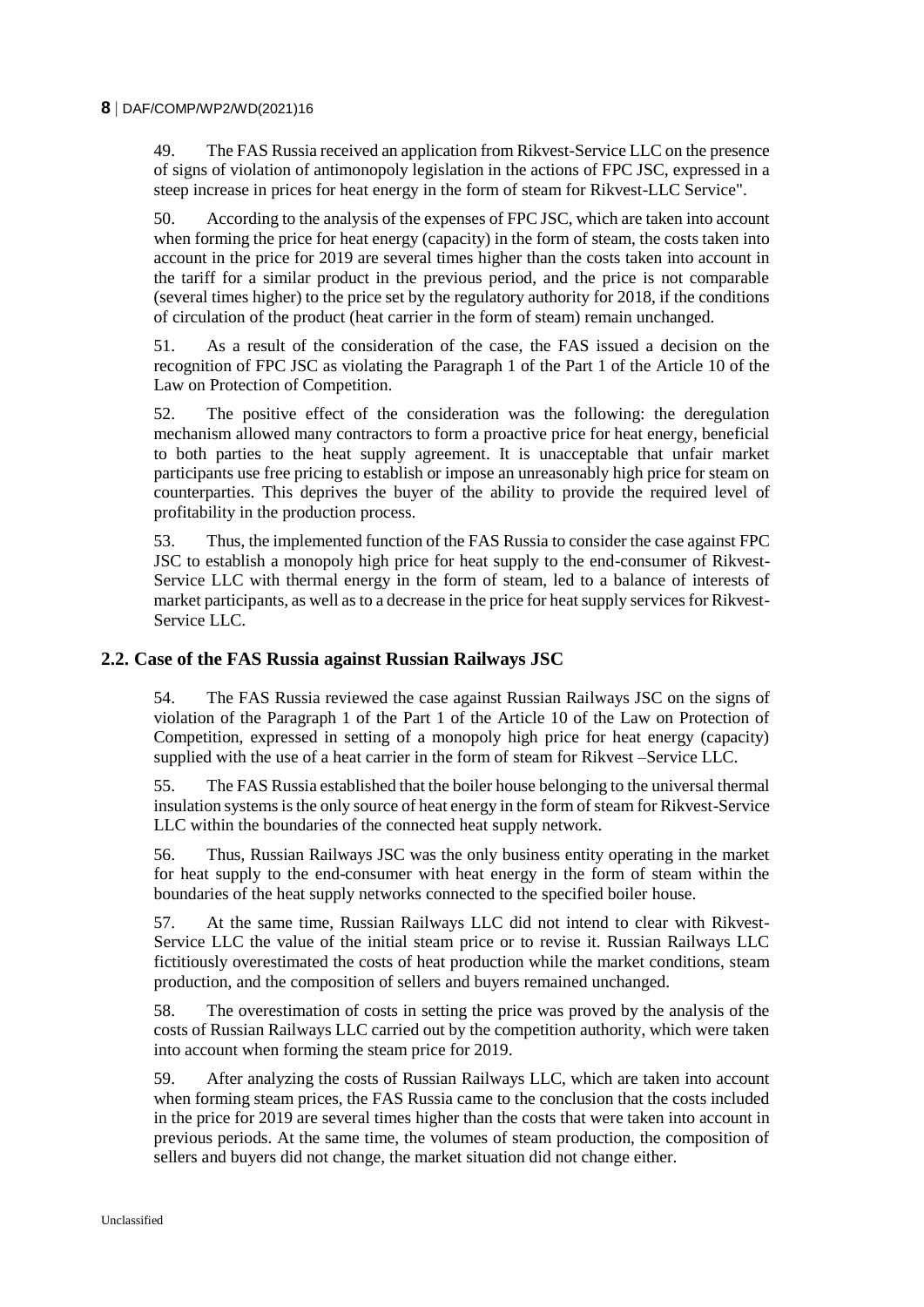49. The FAS Russia received an application from Rikvest-Service LLC on the presence of signs of violation of antimonopoly legislation in the actions of FPC JSC, expressed in a steep increase in prices for heat energy in the form of steam for Rikvest-LLC Service".

50. According to the analysis of the expenses of FPC JSC, which are taken into account when forming the price for heat energy (capacity) in the form of steam, the costs taken into account in the price for 2019 are several times higher than the costs taken into account in the tariff for a similar product in the previous period, and the price is not comparable (several times higher) to the price set by the regulatory authority for 2018, if the conditions of circulation of the product (heat carrier in the form of steam) remain unchanged.

51. As a result of the consideration of the case, the FAS issued a decision on the recognition of FPC JSC as violating the Paragraph 1 of the Part 1 of the Article 10 of the Law on Protection of Competition.

52. The positive effect of the consideration was the following: the deregulation mechanism allowed many contractors to form a proactive price for heat energy, beneficial to both parties to the heat supply agreement. It is unacceptable that unfair market participants use free pricing to establish or impose an unreasonably high price for steam on counterparties. This deprives the buyer of the ability to provide the required level of profitability in the production process.

53. Thus, the implemented function of the FAS Russia to consider the case against FPC JSC to establish a monopoly high price for heat supply to the end-consumer of Rikvest-Service LLC with thermal energy in the form of steam, led to a balance of interests of market participants, as well as to a decrease in the price for heat supply services for Rikvest-Service LLC.

## 2.2. Case of the FAS Russia against Russian Railways JSC

54. The FAS Russia reviewed the case against Russian Railways JSC on the signs of violation of the Paragraph 1 of the Part 1 of the Article 10 of the Law on Protection of Competition, expressed in setting of a monopoly high price for heat energy (capacity) supplied with the use of a heat carrier in the form of steam for Rikvest –Service LLC.

55. The FAS Russia established that the boiler house belonging to the universal thermal insulation systems is the only source of heat energy in the form of steam for Rikvest-Service LLC within the boundaries of the connected heat supply network.

56. Thus, Russian Railways JSC was the only business entity operating in the market for heat supply to the end-consumer with heat energy in the form of steam within the boundaries of the heat supply networks connected to the specified boiler house.

57. At the same time, Russian Railways LLC did not intend to clear with Rikvest-Service LLC the value of the initial steam price or to revise it. Russian Railways LLC fictitiously overestimated the costs of heat production while the market conditions, steam production, and the composition of sellers and buyers remained unchanged.

58. The overestimation of costs in setting the price was proved by the analysis of the costs of Russian Railways LLC carried out by the competition authority, which were taken into account when forming the steam price for 2019.

59. After analyzing the costs of Russian Railways LLC, which are taken into account when forming steam prices, the FAS Russia came to the conclusion that the costs included in the price for 2019 are several times higher than the costs that were taken into account in previous periods. At the same time, the volumes of steam production, the composition of sellers and buyers did not change, the market situation did not change either.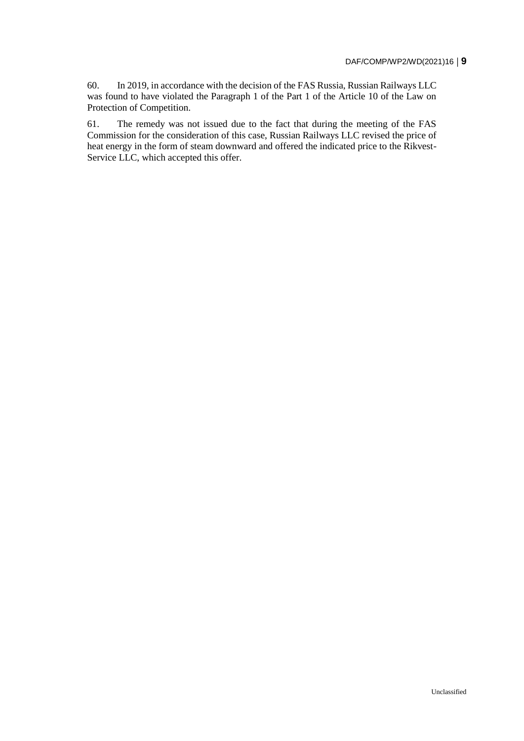60. In 2019, in accordance with the decision of the FAS Russia, Russian Railways LLC was found to have violated the Paragraph 1 of the Part 1 of the Article 10 of the Law on Protection of Competition.

61. The remedy was not issued due to the fact that during the meeting of the FAS Commission for the consideration of this case, Russian Railways LLC revised the price of heat energy in the form of steam downward and offered the indicated price to the Rikvest-Service LLC, which accepted this offer.